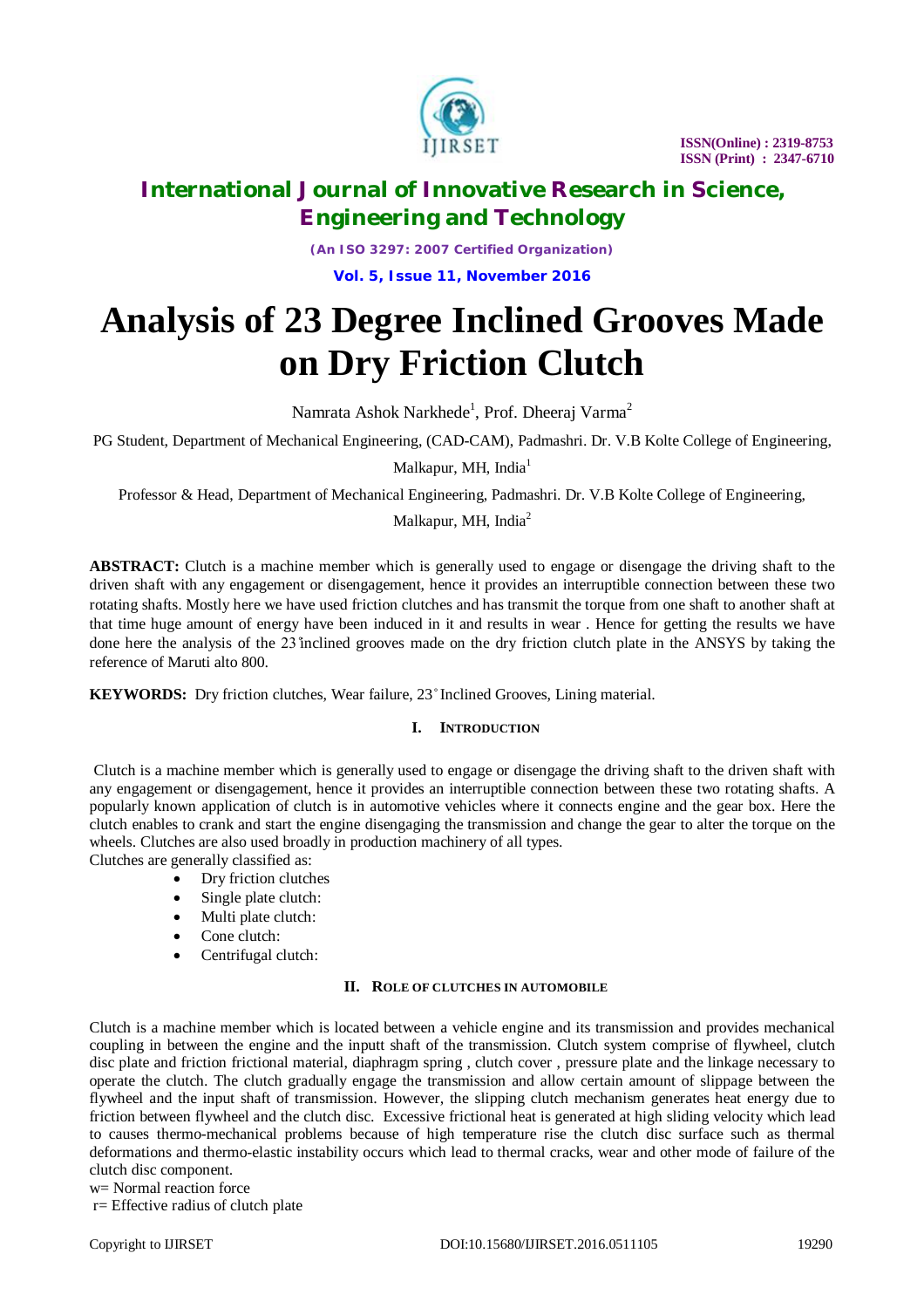# Analysis of 23 Degree Inclined Grooves Made on Dry Friction Clutch

Namrata Ashok Narkhede[1], Prof. Dheeraj Varma[2]

PG Student, Department of Mechanical Engineering, (CAD-CAM), Padmashri. Dr. V.B Kolte College of Engineering, Malkapur, MH, India[1]

Professor & Head, Department of Mechanical Engineering, Padmashri. Dr. V.B Kolte College of Engineering, Malkapur, MH, India[2]

**ABSTRACT:** Clutch is a machine member which is generally used to engage or disengage the driving shaft to the driven shaft with any engagement or disengagement, hence it provides an interruptible connection between these two rotating shafts. Mostly here we have used friction clutches and has transmit the torque from one shaft to another shaft at that time huge amount of energy have been induced in it and results in wear . Hence for getting the results we have done here the analysis of the 23˚inclined grooves made on the dry friction clutch plate in the ANSYS by taking the reference of Maruti alto 800.

**KEYWORDS:** Dry friction clutches, Wear failure, 23˚Inclined Grooves, Lining material.

## I. INTRODUCTION

Clutch is a machine member which is generally used to engage or disengage the driving shaft to the driven shaft with any engagement or disengagement, hence it provides an interruptible connection between these two rotating shafts. A popularly known application of clutch is in automotive vehicles where it connects engine and the gear box. Here the clutch enables to crank and start the engine disengaging the transmission and change the gear to alter the torque on the wheels. Clutches are also used broadly in production machinery of all types.

Clutches are generally classified as:

- Dry friction clutches
- Single plate clutch:
- Multi plate clutch:
- Cone clutch:
- Centrifugal clutch:

## II. ROLE OF CLUTCHES IN AUTOMOBILE

Clutch is a machine member which is located between a vehicle engine and its transmission and provides mechanical coupling in between the engine and the inputt shaft of the transmission. Clutch system comprise of flywheel, clutch disc plate and friction frictional material, diaphragm spring , clutch cover , pressure plate and the linkage necessary to operate the clutch. The clutch gradually engage the transmission and allow certain amount of slippage between the flywheel and the input shaft of transmission. However, the slipping clutch mechanism generates heat energy due to friction between flywheel and the clutch disc. Excessive frictional heat is generated at high sliding velocity which lead to causes thermo-mechanical problems because of high temperature rise the clutch disc surface such as thermal deformations and thermo-elastic instability occurs which lead to thermal cracks, wear and other mode of failure of the clutch disc component.

w= Normal reaction force

r= Effective radius of clutch plate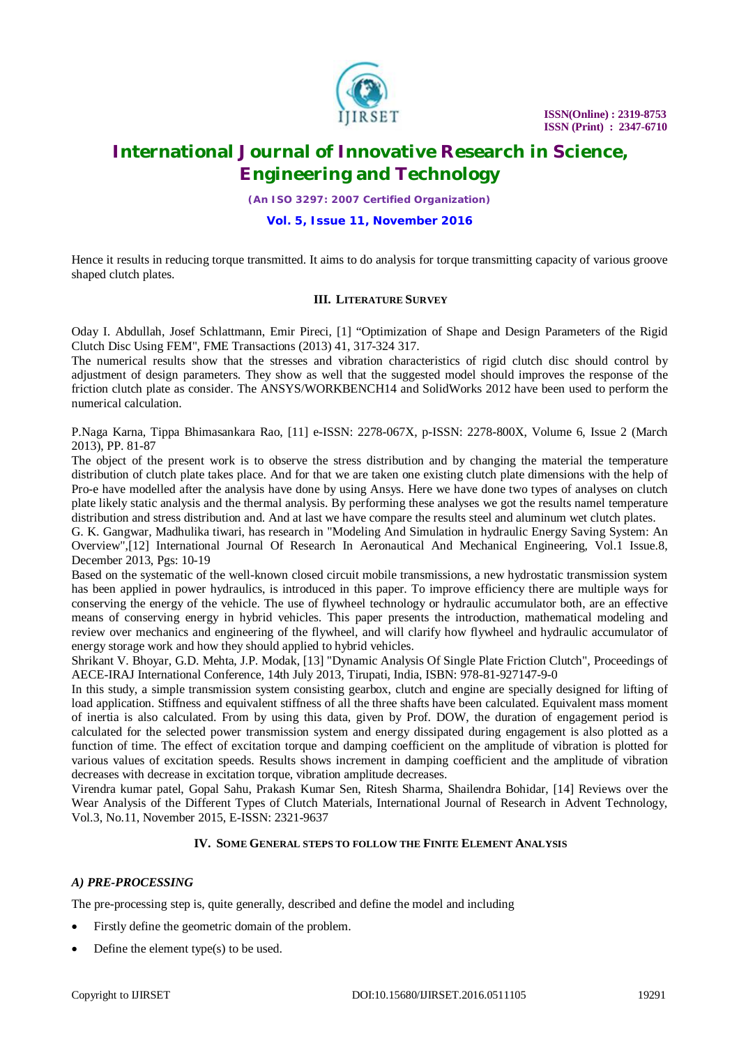Hence it results in reducing torque transmitted. It aims to do analysis for torque transmitting capacity of various groove shaped clutch plates.

## III. Literature Survey

Oday I. Abdullah, Josef Schlattmann, Emir Pireci, [1] "Optimization of Shape and Design Parameters of the Rigid Clutch Disc Using FEM", FME Transactions (2013) 41, 317-324 317.

The numerical results show that the stresses and vibration characteristics of rigid clutch disc should control by adjustment of design parameters. They show as well that the suggested model should improves the response of the friction clutch plate as consider. The ANSYS/WORKBENCH14 and SolidWorks 2012 have been used to perform the numerical calculation.

P.Naga Karna, Tippa Bhimasankara Rao, [11] e-ISSN: 2278-067X, p-ISSN: 2278-800X, Volume 6, Issue 2 (March 2013), PP. 81-87

The object of the present work is to observe the stress distribution and by changing the material the temperature distribution of clutch plate takes place. And for that we are taken one existing clutch plate dimensions with the help of Pro-e have modelled after the analysis have done by using Ansys. Here we have done two types of analyses on clutch plate likely static analysis and the thermal analysis. By performing these analyses we got the results namel temperature distribution and stress distribution and. And at last we have compare the results steel and aluminum wet clutch plates.

G. K. Gangwar, Madhulika tiwari, has research in "Modeling And Simulation in hydraulic Energy Saving System: An Overview",[12] International Journal Of Research In Aeronautical And Mechanical Engineering, Vol.1 Issue.8, December 2013, Pgs: 10-19

Based on the systematic of the well-known closed circuit mobile transmissions, a new hydrostatic transmission system has been applied in power hydraulics, is introduced in this paper. To improve efficiency there are multiple ways for conserving the energy of the vehicle. The use of flywheel technology or hydraulic accumulator both, are an effective means of conserving energy in hybrid vehicles. This paper presents the introduction, mathematical modeling and review over mechanics and engineering of the flywheel, and will clarify how flywheel and hydraulic accumulator of energy storage work and how they should applied to hybrid vehicles.

Shrikant V. Bhoyar, G.D. Mehta, J.P. Modak, [13] "Dynamic Analysis Of Single Plate Friction Clutch", Proceedings of AECE-IRAJ International Conference, 14th July 2013, Tirupati, India, ISBN: 978-81-927147-9-0

In this study, a simple transmission system consisting gearbox, clutch and engine are specially designed for lifting of load application. Stiffness and equivalent stiffness of all the three shafts have been calculated. Equivalent mass moment of inertia is also calculated. From by using this data, given by Prof. DOW, the duration of engagement period is calculated for the selected power transmission system and energy dissipated during engagement is also plotted as a function of time. The effect of excitation torque and damping coefficient on the amplitude of vibration is plotted for various values of excitation speeds. Results shows increment in damping coefficient and the amplitude of vibration decreases with decrease in excitation torque, vibration amplitude decreases.

Virendra kumar patel, Gopal Sahu, Prakash Kumar Sen, Ritesh Sharma, Shailendra Bohidar, [14] Reviews over the Wear Analysis of the Different Types of Clutch Materials, International Journal of Research in Advent Technology, Vol.3, No.11, November 2015, E-ISSN: 2321-9637

## IV. Some General steps to follow the Finite Element Analysis

### *A) PRE-PROCESSING*

The pre-processing step is, quite generally, described and define the model and including

- Firstly define the geometric domain of the problem.
- Define the element type(s) to be used.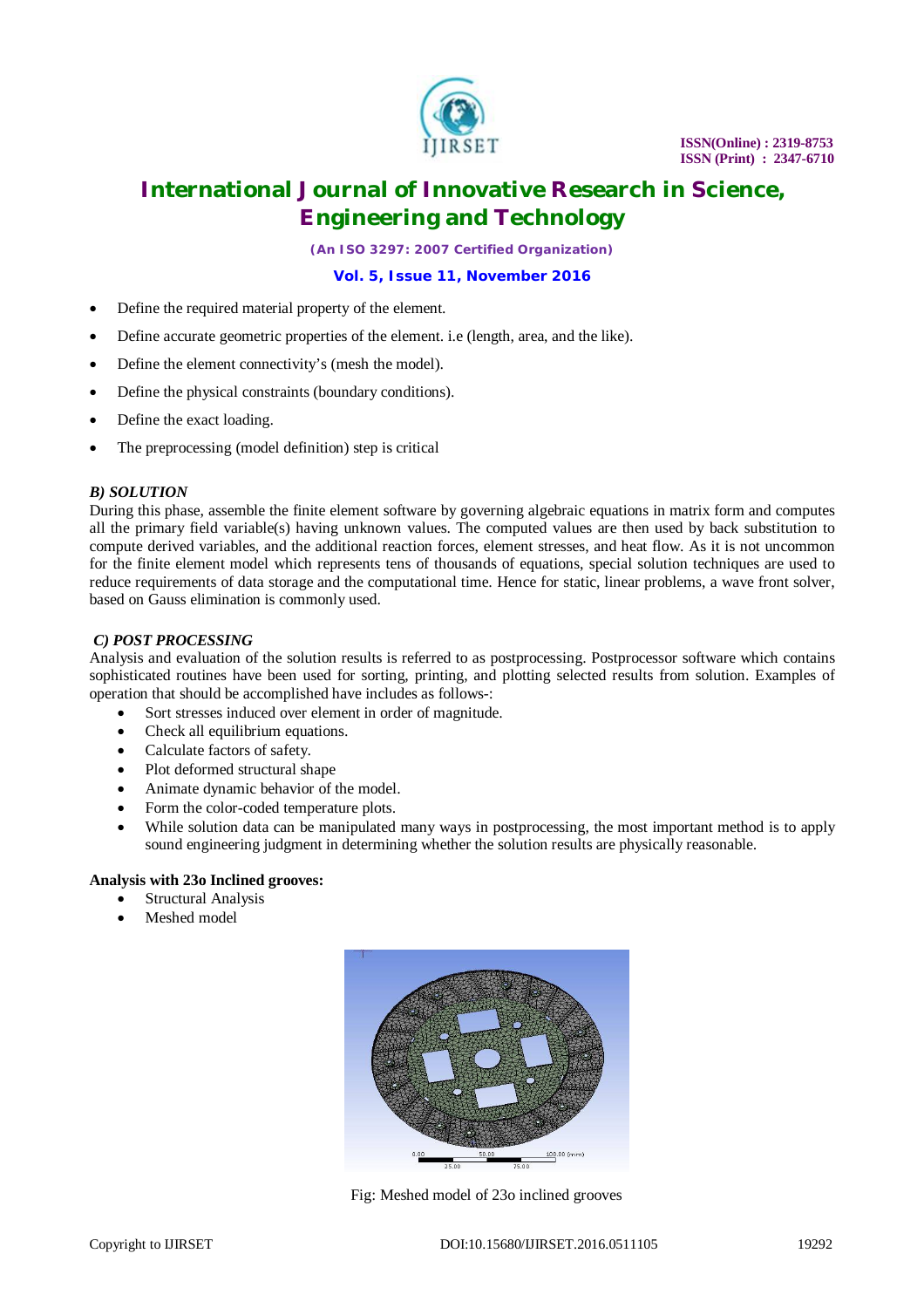- Define the required material property of the element.
- Define accurate geometric properties of the element. i.e (length, area, and the like).
- Define the element connectivity's (mesh the model).
- Define the physical constraints (boundary conditions).
- Define the exact loading.
- The preprocessing (model definition) step is critical

### *B) SOLUTION*

During this phase, assemble the finite element software by governing algebraic equations in matrix form and computes all the primary field variable(s) having unknown values. The computed values are then used by back substitution to compute derived variables, and the additional reaction forces, element stresses, and heat flow. As it is not uncommon for the finite element model which represents tens of thousands of equations, special solution techniques are used to reduce requirements of data storage and the computational time. Hence for static, linear problems, a wave front solver, based on Gauss elimination is commonly used.

### *C) POST PROCESSING*

Analysis and evaluation of the solution results is referred to as postprocessing. Postprocessor software which contains sophisticated routines have been used for sorting, printing, and plotting selected results from solution. Examples of operation that should be accomplished have includes as follows-:

- Sort stresses induced over element in order of magnitude.
- Check all equilibrium equations.
- Calculate factors of safety.
- Plot deformed structural shape
- Animate dynamic behavior of the model.
- Form the color-coded temperature plots.
- While solution data can be manipulated many ways in postprocessing, the most important method is to apply sound engineering judgment in determining whether the solution results are physically reasonable.

**Analysis with 23o Inclined grooves:**

- Structural Analysis
- Meshed model

Fig: Meshed model of 23o inclined grooves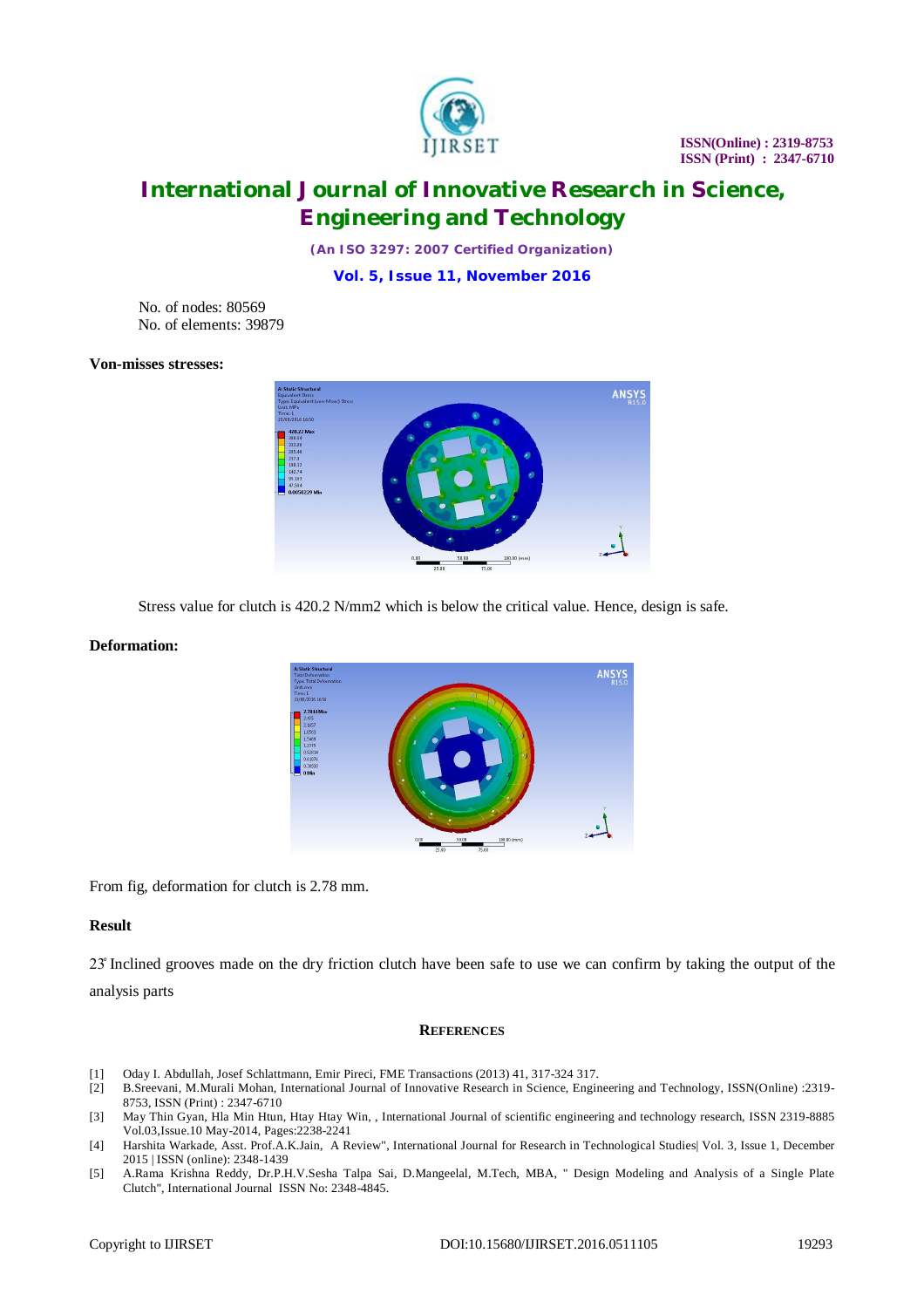No. of nodes: 80569
No. of elements: 39879

**Von-misses stresses:**

Stress value for clutch is 420.2 N/mm2 which is below the critical value. Hence, design is safe.

**Deformation:**

From fig, deformation for clutch is 2.78 mm.

**Result**

23° Inclined grooves made on the dry friction clutch have been safe to use we can confirm by taking the output of the analysis parts

## REFERENCES

[1] Oday I. Abdullah, Josef Schlattmann, Emir Pireci, FME Transactions (2013) 41, 317-324 317.

[2] B.Sreevani, M.Murali Mohan, International Journal of Innovative Research in Science, Engineering and Technology, ISSN(Online) :2319-8753, ISSN (Print) : 2347-6710

[3] May Thin Gyan, Hla Min Htun, Htay Htay Win, , International Journal of scientific engineering and technology research, ISSN 2319-8885 Vol.03,Issue.10 May-2014, Pages:2238-2241

[4] Harshita Warkade, Asst. Prof.A.K.Jain, A Review", International Journal for Research in Technological Studies| Vol. 3, Issue 1, December 2015 | ISSN (online): 2348-1439

[5] A.Rama Krishna Reddy, Dr.P.H.V.Sesha Talpa Sai, D.Mangeelal, M.Tech, MBA, " Design Modeling and Analysis of a Single Plate Clutch", International Journal ISSN No: 2348-4845.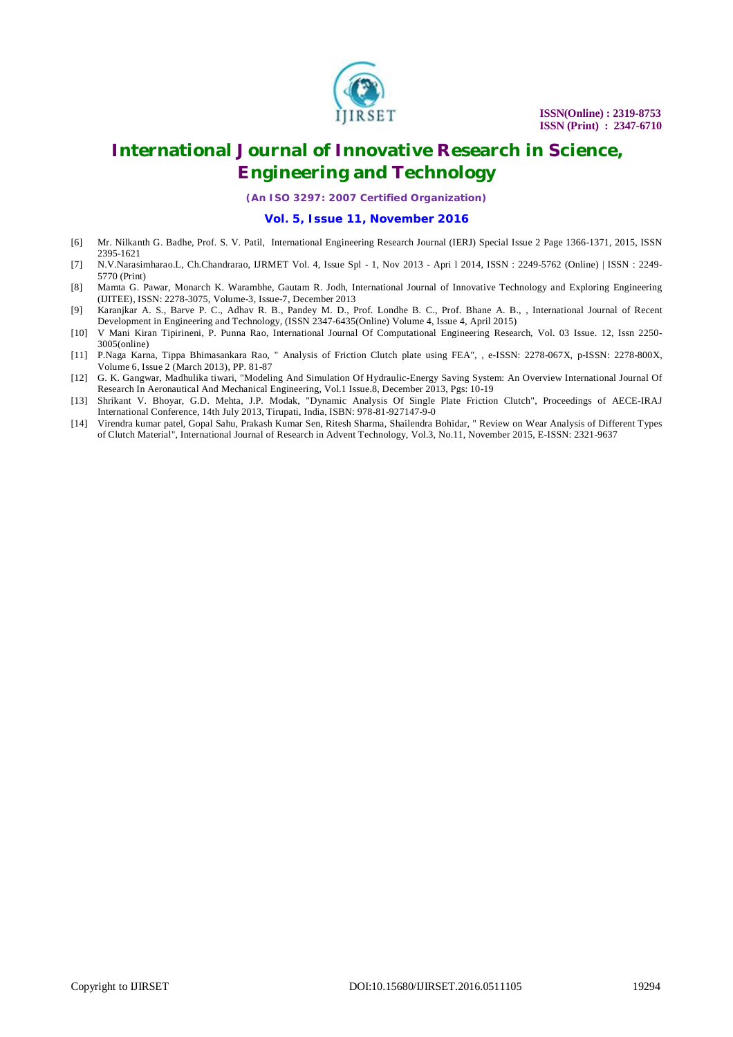[6] Mr. Nilkanth G. Badhe, Prof. S. V. Patil, International Engineering Research Journal (IERJ) Special Issue 2 Page 1366-1371, 2015, ISSN 2395-1621

[7] N.V.Narasimharao.L, Ch.Chandrarao, IJRMET Vol. 4, Issue Spl - 1, Nov 2013 - Apri l 2014, ISSN : 2249-5762 (Online) | ISSN : 2249-5770 (Print)

[8] Mamta G. Pawar, Monarch K. Warambhe, Gautam R. Jodh, International Journal of Innovative Technology and Exploring Engineering (IJITEE), ISSN: 2278-3075, Volume-3, Issue-7, December 2013

[9] Karanjkar A. S., Barve P. C., Adhav R. B., Pandey M. D., Prof. Londhe B. C., Prof. Bhane A. B., , International Journal of Recent Development in Engineering and Technology, (ISSN 2347-6435(Online) Volume 4, Issue 4, April 2015)

[10] V Mani Kiran Tipirineni, P. Punna Rao, International Journal Of Computational Engineering Research, Vol. 03 Issue. 12, Issn 2250-3005(online)

[11] P.Naga Karna, Tippa Bhimasankara Rao, " Analysis of Friction Clutch plate using FEA", , e-ISSN: 2278-067X, p-ISSN: 2278-800X, Volume 6, Issue 2 (March 2013), PP. 81-87

[12] G. K. Gangwar, Madhulika tiwari, "Modeling And Simulation Of Hydraulic-Energy Saving System: An Overview International Journal Of Research In Aeronautical And Mechanical Engineering, Vol.1 Issue.8, December 2013, Pgs: 10-19

[13] Shrikant V. Bhoyar, G.D. Mehta, J.P. Modak, "Dynamic Analysis Of Single Plate Friction Clutch", Proceedings of AECE-IRAJ International Conference, 14th July 2013, Tirupati, India, ISBN: 978-81-927147-9-0

[14] Virendra kumar patel, Gopal Sahu, Prakash Kumar Sen, Ritesh Sharma, Shailendra Bohidar, " Review on Wear Analysis of Different Types of Clutch Material", International Journal of Research in Advent Technology, Vol.3, No.11, November 2015, E-ISSN: 2321-9637